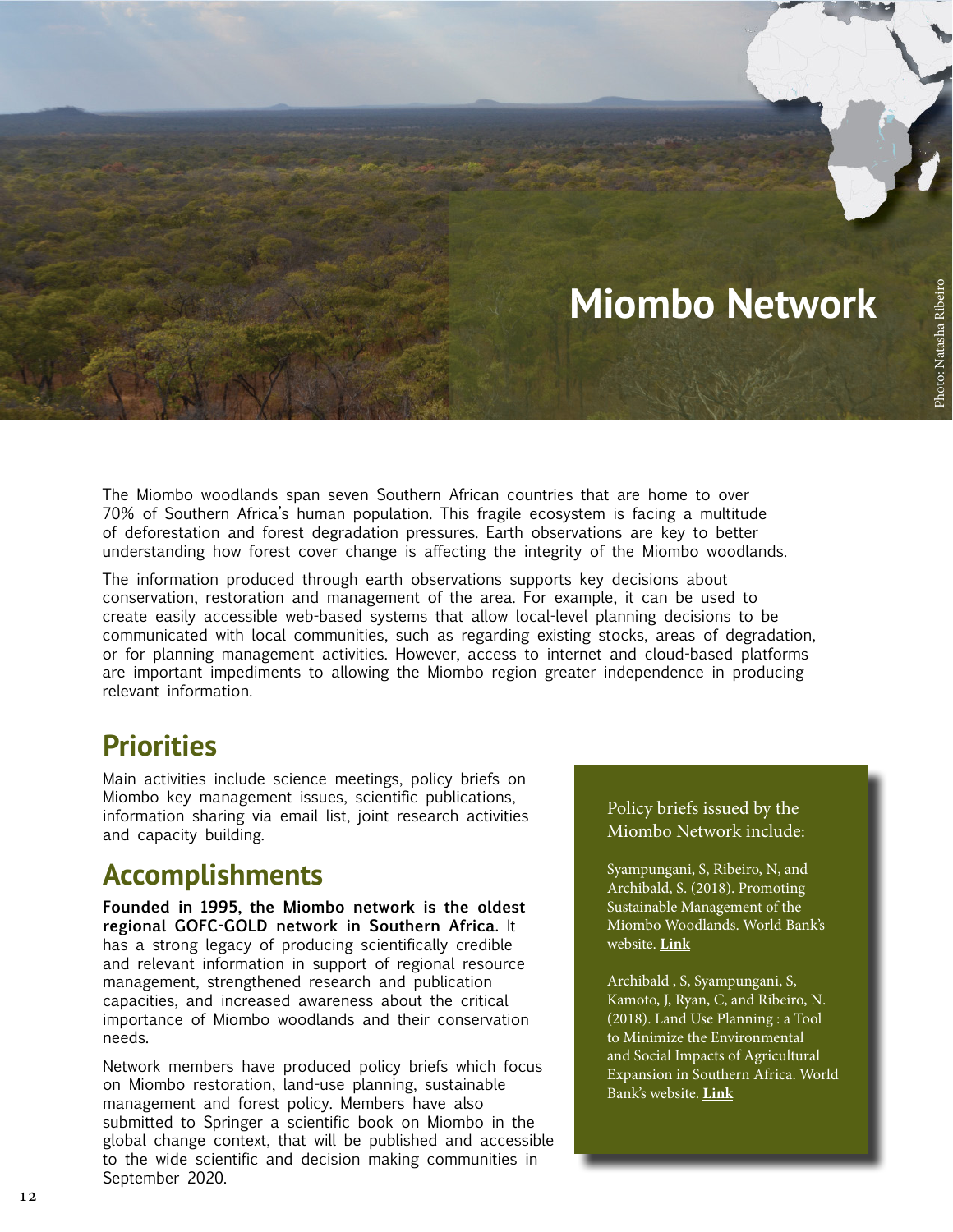# Miombo Network

Photo: Natasha Ribeiro

The Miombo woodlands span seven Southern African countries that are home to over 70% of Southern Africa's human population. This fragile ecosystem is facing a multitude of deforestation and forest degradation pressures. Earth observations are key to better understanding how forest cover change is affecting the integrity of the Miombo woodlands.

The information produced through earth observations supports key decisions about conservation, restoration and management of the area. For example, it can be used to create easily accessible web-based systems that allow local-level planning decisions to be communicated with local communities, such as regarding existing stocks, areas of degradation, or for planning management activities. However, access to internet and cloud-based platforms are important impediments to allowing the Miombo region greater independence in producing relevant information.

## Priorities

Main activities include science meetings, policy briefs on Miombo key management issues, scientific publications, information sharing via email list, joint research activities and capacity building.

## Accomplishments

**Founded in 1995, the Miombo network is the oldest regional GOFC-GOLD network in Southern Africa.** It has a strong legacy of producing scientifically credible and relevant information in support of regional resource management, strengthened research and publication capacities, and increased awareness about the critical importance of Miombo woodlands and their conservation needs.

Network members have produced policy briefs which focus on Miombo restoration, land-use planning, sustainable management and forest policy. Members have also submitted to Springer a scientific book on Miombo in the global change context, that will be published and accessible to the wide scientific and decision making communities in September 2020.

Policy briefs issued by the Miombo Network include:

Syampungani, S, Ribeiro, N, and Archibald, S. (2018). Promoting Sustainable Management of the Miombo Woodlands. World Bank's website. **Link**

Archibald , S, Syampungani, S, Kamoto, J, Ryan, C, and Ribeiro, N. (2018). Land Use Planning : a Tool to Minimize the Environmental and Social Impacts of Agricultural Expansion in Southern Africa. World Bank's website. **Link**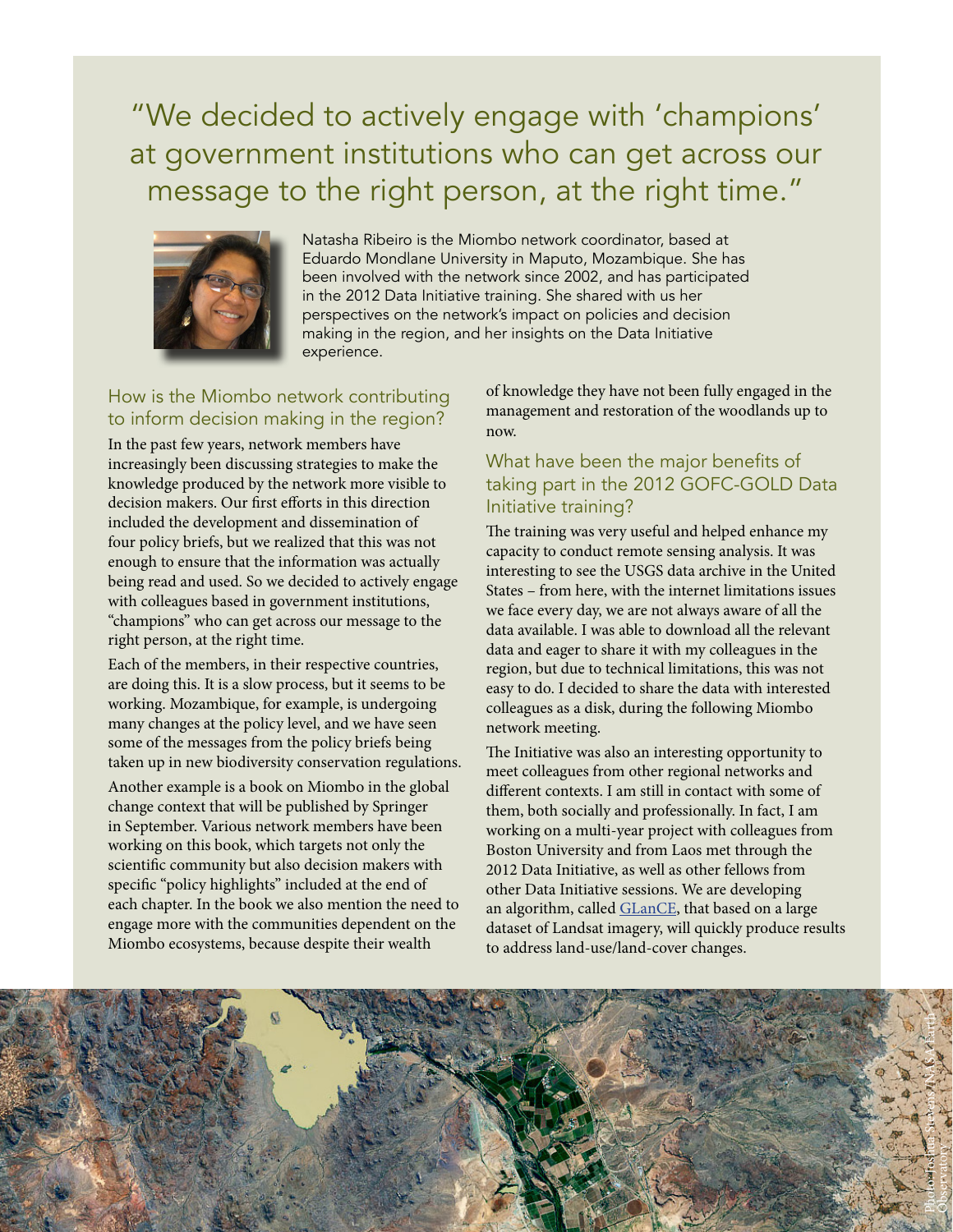"We decided to actively engage with 'champions' at government institutions who can get across our message to the right person, at the right time."

Natasha Ribeiro is the Miombo network coordinator, based at Eduardo Mondlane University in Maputo, Mozambique. She has been involved with the network since 2002, and has participated in the 2012 Data Initiative training. She shared with us her perspectives on the network's impact on policies and decision making in the region, and her insights on the Data Initiative experience.

## How is the Miombo network contributing to inform decision making in the region?

In the past few years, network members have increasingly been discussing strategies to make the knowledge produced by the network more visible to decision makers. Our first efforts in this direction included the development and dissemination of four policy briefs, but we realized that this was not enough to ensure that the information was actually being read and used. So we decided to actively engage with colleagues based in government institutions, "champions" who can get across our message to the right person, at the right time.

Each of the members, in their respective countries, are doing this. It is a slow process, but it seems to be working. Mozambique, for example, is undergoing many changes at the policy level, and we have seen some of the messages from the policy briefs being taken up in new biodiversity conservation regulations.

Another example is a book on Miombo in the global change context that will be published by Springer in September. Various network members have been working on this book, which targets not only the scientific community but also decision makers with specific "policy highlights" included at the end of each chapter. In the book we also mention the need to engage more with the communities dependent on the Miombo ecosystems, because despite their wealth of knowledge they have not been fully engaged in the management and restoration of the woodlands up to now.

## What have been the major benefits of taking part in the 2012 GOFC-GOLD Data Initiative training?

The training was very useful and helped enhance my capacity to conduct remote sensing analysis. It was interesting to see the USGS data archive in the United States – from here, with the internet limitations issues we face every day, we are not always aware of all the data available. I was able to download all the relevant data and eager to share it with my colleagues in the region, but due to technical limitations, this was not easy to do. I decided to share the data with interested colleagues as a disk, during the following Miombo network meeting.

The Initiative was also an interesting opportunity to meet colleagues from other regional networks and different contexts. I am still in contact with some of them, both socially and professionally. In fact, I am working on a multi-year project with colleagues from Boston University and from Laos met through the 2012 Data Initiative, as well as other fellows from other Data Initiative sessions. We are developing an algorithm, called GLanCE, that based on a large dataset of Landsat imagery, will quickly produce results to address land-use/land-cover changes.

Photo: Joshua Stevens/NASA Earth Observatory